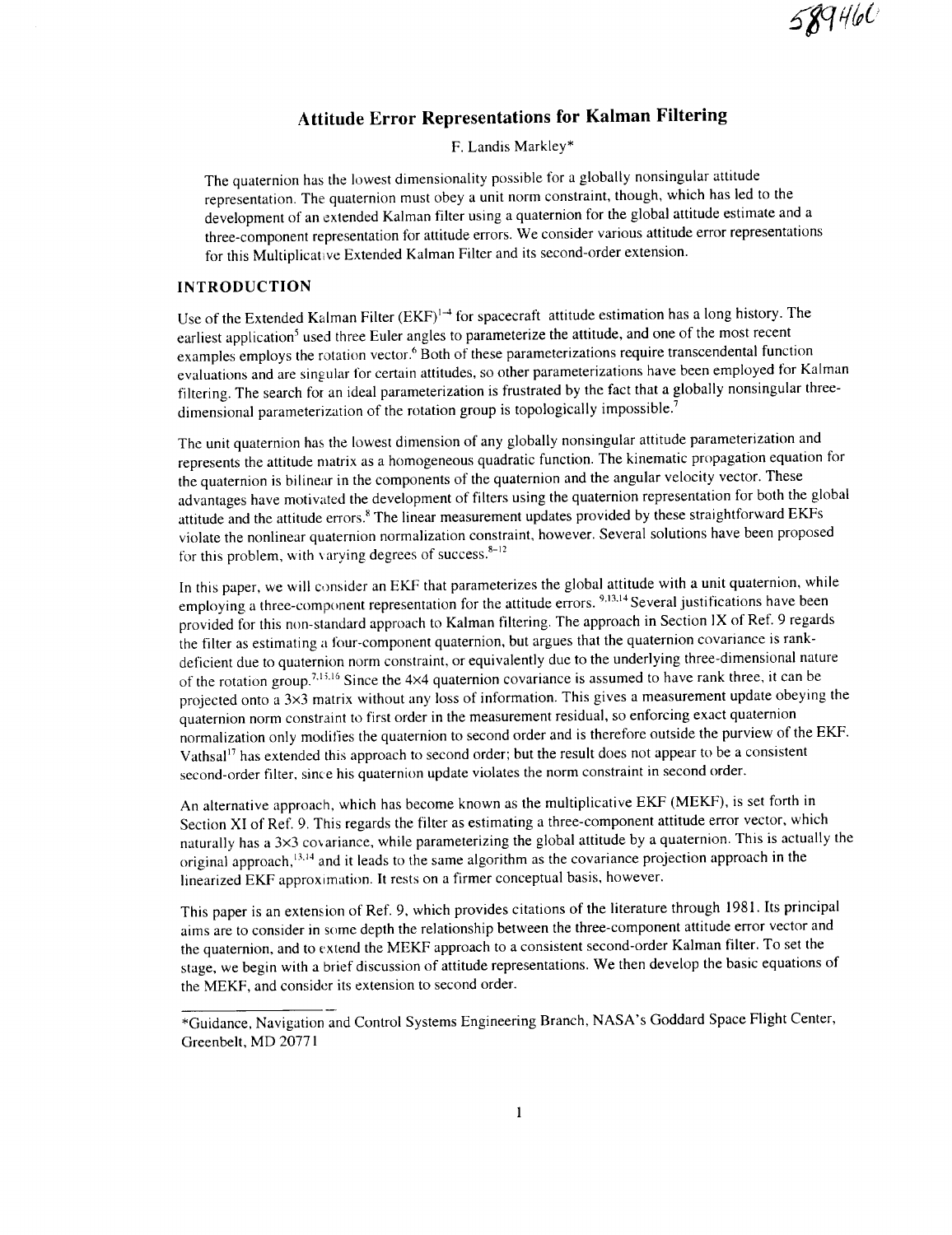# Attitude Error Representations for Kalman Filtering

F. Landis Markley*

The quaternion has the lowest dimensionality possible for a globally nonsingular attitude representation. The quaternion must obey a unit norm constraint, though, which has led to the development of an extended Kalman filter using a quaternion for the global attitude estimate and a three-component representation for attitude errors. We consider various attitude error representations for this Multiplicative Extended Kalman Filter and its second-order extension.

## INTRODUCTION

Use of the Extended Kalman Filter (EKF)[1–4] for spacecraft attitude estimation has a long history. The earliest application[5] used three Euler angles to parameterize the attitude, and one of the most recent examples employs the rotation vector.[6] Both of these parameterizations require transcendental function evaluations and are singular for certain attitudes, so other parameterizations have been employed for Kalman filtering. The search for an ideal parameterization is frustrated by the fact that a globally nonsingular three-dimensional parameterization of the rotation group is topologically impossible.[7]

The unit quaternion has the lowest dimension of any globally nonsingular attitude parameterization and represents the attitude matrix as a homogeneous quadratic function. The kinematic propagation equation for the quaternion is bilinear in the components of the quaternion and the angular velocity vector. These advantages have motivated the development of filters using the quaternion representation for both the global attitude and the attitude errors.[8] The linear measurement updates provided by these straightforward EKFs violate the nonlinear quaternion normalization constraint, however. Several solutions have been proposed for this problem, with varying degrees of success.[8–12]

In this paper, we will consider an EKF that parameterizes the global attitude with a unit quaternion, while employing a three-component representation for the attitude errors.[9,13,14] Several justifications have been provided for this non-standard approach to Kalman filtering. The approach in Section IX of Ref. 9 regards the filter as estimating a four-component quaternion, but argues that the quaternion covariance is rank-deficient due to quaternion norm constraint, or equivalently due to the underlying three-dimensional nature of the rotation group.[7,15,16] Since the 4×4 quaternion covariance is assumed to have rank three, it can be projected onto a 3×3 matrix without any loss of information. This gives a measurement update obeying the quaternion norm constraint to first order in the measurement residual, so enforcing exact quaternion normalization only modifies the quaternion to second order and is therefore outside the purview of the EKF. Vathsal[17] has extended this approach to second order; but the result does not appear to be a consistent second-order filter, since his quaternion update violates the norm constraint in second order.

An alternative approach, which has become known as the multiplicative EKF (MEKF), is set forth in Section XI of Ref. 9. This regards the filter as estimating a three-component attitude error vector, which naturally has a 3×3 covariance, while parameterizing the global attitude by a quaternion. This is actually the original approach,[13,14] and it leads to the same algorithm as the covariance projection approach in the linearized EKF approximation. It rests on a firmer conceptual basis, however.

This paper is an extension of Ref. 9, which provides citations of the literature through 1981. Its principal aims are to consider in some depth the relationship between the three-component attitude error vector and the quaternion, and to extend the MEKF approach to a consistent second-order Kalman filter. To set the stage, we begin with a brief discussion of attitude representations. We then develop the basic equations of the MEKF, and consider its extension to second order.

---

*Guidance, Navigation and Control Systems Engineering Branch, NASA's Goddard Space Flight Center, Greenbelt, MD 20771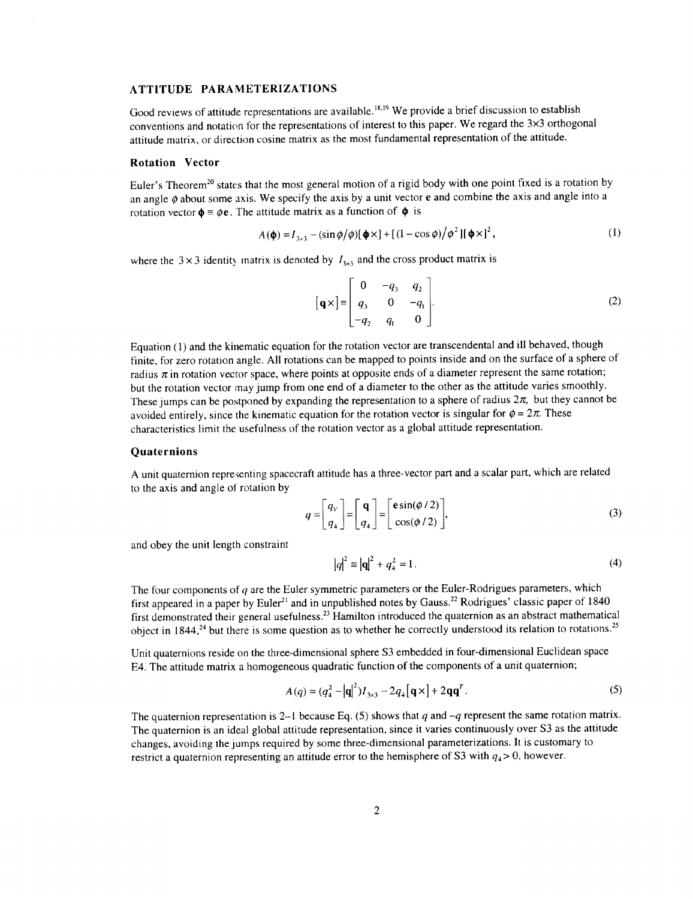## ATTITUDE PARAMETERIZATIONS

Good reviews of attitude representations are available.[18,19] We provide a brief discussion to establish conventions and notation for the representations of interest to this paper. We regard the 3×3 orthogonal attitude matrix, or direction cosine matrix as the most fundamental representation of the attitude.

### Rotation Vector

Euler's Theorem[20] states that the most general motion of a rigid body with one point fixed is a rotation by an angle $\phi$ about some axis. We specify the axis by a unit vector $\mathbf{e}$ and combine the axis and angle into a rotation vector $\boldsymbol{\phi} \equiv \phi\mathbf{e}$. The attitude matrix as a function of $\boldsymbol{\phi}$ is

$$A(\boldsymbol{\phi}) = I_{3\times3} - (\sin\phi/\phi)[\boldsymbol{\phi}\times] + [(1-\cos\phi)/\phi^2][\boldsymbol{\phi}\times]^2, \tag{1}$$

where the $3\times3$ identity matrix is denoted by $I_{3\times3}$ and the cross product matrix is

$$[\mathbf{q}\times] \equiv \begin{bmatrix} 0 & -q_3 & q_2 \\ q_3 & 0 & -q_1 \\ -q_2 & q_1 & 0 \end{bmatrix}. \tag{2}$$

Equation (1) and the kinematic equation for the rotation vector are transcendental and ill behaved, though finite, for zero rotation angle. All rotations can be mapped to points inside and on the surface of a sphere of radius $\pi$ in rotation vector space, where points at opposite ends of a diameter represent the same rotation; but the rotation vector may jump from one end of a diameter to the other as the attitude varies smoothly. These jumps can be postponed by expanding the representation to a sphere of radius $2\pi$, but they cannot be avoided entirely, since the kinematic equation for the rotation vector is singular for $\phi = 2\pi$. These characteristics limit the usefulness of the rotation vector as a global attitude representation.

### Quaternions

A unit quaternion representing spacecraft attitude has a three-vector part and a scalar part, which are related to the axis and angle of rotation by

$$q = \begin{bmatrix} q_V \\ q_4 \end{bmatrix} = \begin{bmatrix} \mathbf{q} \\ q_4 \end{bmatrix} = \begin{bmatrix} \mathbf{e}\sin(\phi/2) \\ \cos(\phi/2) \end{bmatrix}, \tag{3}$$

and obey the unit length constraint

$$|q|^2 \equiv |\mathbf{q}|^2 + q_4^2 = 1. \tag{4}$$

The four components of $q$ are the Euler symmetric parameters or the Euler-Rodrigues parameters, which first appeared in a paper by Euler[21] and in unpublished notes by Gauss.[22] Rodrigues' classic paper of 1840 first demonstrated their general usefulness.[23] Hamilton introduced the quaternion as an abstract mathematical object in 1844,[24] but there is some question as to whether he correctly understood its relation to rotations.[25]

Unit quaternions reside on the three-dimensional sphere S3 embedded in four-dimensional Euclidean space E4. The attitude matrix a homogeneous quadratic function of the components of a unit quaternion;

$$A(q) = (q_4^2 - |\mathbf{q}|^2)I_{3\times3} - 2q_4[\mathbf{q}\times] + 2\mathbf{q}\mathbf{q}^T. \tag{5}$$

The quaternion representation is 2–1 because Eq. (5) shows that $q$ and $-q$ represent the same rotation matrix. The quaternion is an ideal global attitude representation, since it varies continuously over S3 as the attitude changes, avoiding the jumps required by some three-dimensional parameterizations. It is customary to restrict a quaternion representing an attitude error to the hemisphere of S3 with $q_4 > 0$, however.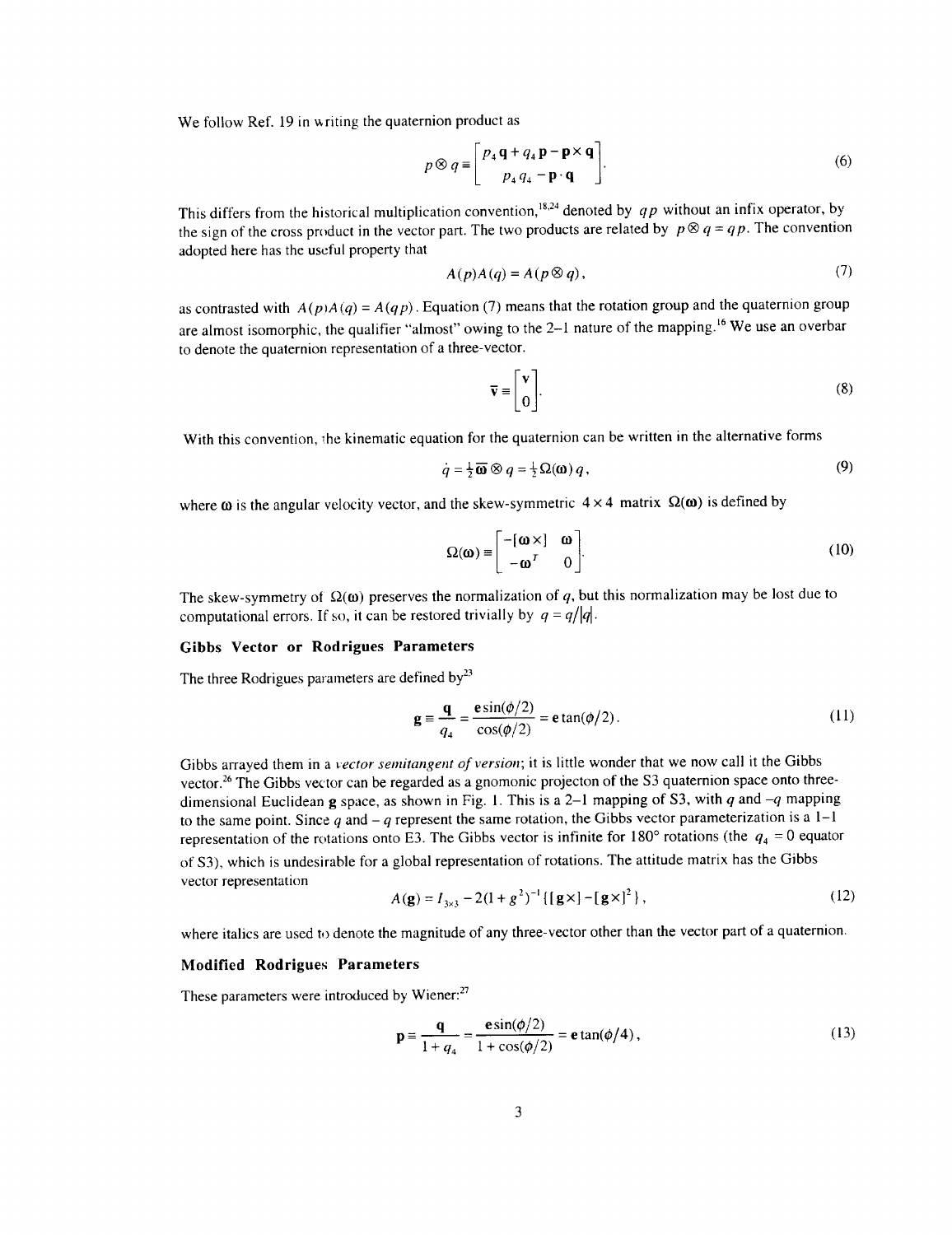We follow Ref. 19 in writing the quaternion product as

$$p \otimes q \equiv \begin{bmatrix} p_4 \mathbf{q} + q_4 \mathbf{p} - \mathbf{p} \times \mathbf{q} \\ p_4 q_4 - \mathbf{p} \cdot \mathbf{q} \end{bmatrix}. \tag{6}$$

This differs from the historical multiplication convention,[18,24] denoted by $qp$ without an infix operator, by the sign of the cross product in the vector part. The two products are related by $p \otimes q = qp$. The convention adopted here has the useful property that

$$A(p)A(q) = A(p \otimes q), \tag{7}$$

as contrasted with $A(p)A(q) = A(qp)$. Equation (7) means that the rotation group and the quaternion group are almost isomorphic, the qualifier "almost" owing to the 2–1 nature of the mapping.[16] We use an overbar to denote the quaternion representation of a three-vector.

$$\bar{\mathbf{v}} \equiv \begin{bmatrix} \mathbf{v} \\ 0 \end{bmatrix}. \tag{8}$$

With this convention, the kinematic equation for the quaternion can be written in the alternative forms

$$\dot{q} = \tfrac{1}{2} \bar{\boldsymbol{\omega}} \otimes q = \tfrac{1}{2} \Omega(\boldsymbol{\omega})\, q, \tag{9}$$

where $\boldsymbol{\omega}$ is the angular velocity vector, and the skew-symmetric $4 \times 4$ matrix $\Omega(\boldsymbol{\omega})$ is defined by

$$\Omega(\boldsymbol{\omega}) \equiv \begin{bmatrix} -[\boldsymbol{\omega} \times] & \boldsymbol{\omega} \\ -\boldsymbol{\omega}^T & 0 \end{bmatrix}. \tag{10}$$

The skew-symmetry of $\Omega(\boldsymbol{\omega})$ preserves the normalization of $q$, but this normalization may be lost due to computational errors. If so, it can be restored trivially by $q = q/|q|$.

### Gibbs Vector or Rodrigues Parameters

The three Rodrigues parameters are defined by[23]

$$\mathbf{g} \equiv \frac{\mathbf{q}}{q_4} = \frac{\mathbf{e} \sin(\phi/2)}{\cos(\phi/2)} = \mathbf{e} \tan(\phi/2). \tag{11}$$

Gibbs arrayed them in a *vector semitangent of version*; it is little wonder that we now call it the Gibbs vector.[26] The Gibbs vector can be regarded as a gnomonic projecton of the S3 quaternion space onto three-dimensional Euclidean $\mathbf{g}$ space, as shown in Fig. 1. This is a 2–1 mapping of S3, with $q$ and $-q$ mapping to the same point. Since $q$ and $-q$ represent the same rotation, the Gibbs vector parameterization is a 1–1 representation of the rotations onto E3. The Gibbs vector is infinite for 180° rotations (the $q_4 = 0$ equator of S3), which is undesirable for a global representation of rotations. The attitude matrix has the Gibbs vector representation

$$A(\mathbf{g}) = I_{3\times 3} - 2(1 + g^2)^{-1} \{ [\mathbf{g} \times] - [\mathbf{g} \times]^2 \}, \tag{12}$$

where italics are used to denote the magnitude of any three-vector other than the vector part of a quaternion.

### Modified Rodrigues Parameters

These parameters were introduced by Wiener:[27]

$$\mathbf{p} \equiv \frac{\mathbf{q}}{1 + q_4} = \frac{\mathbf{e} \sin(\phi/2)}{1 + \cos(\phi/2)} = \mathbf{e} \tan(\phi/4), \tag{13}$$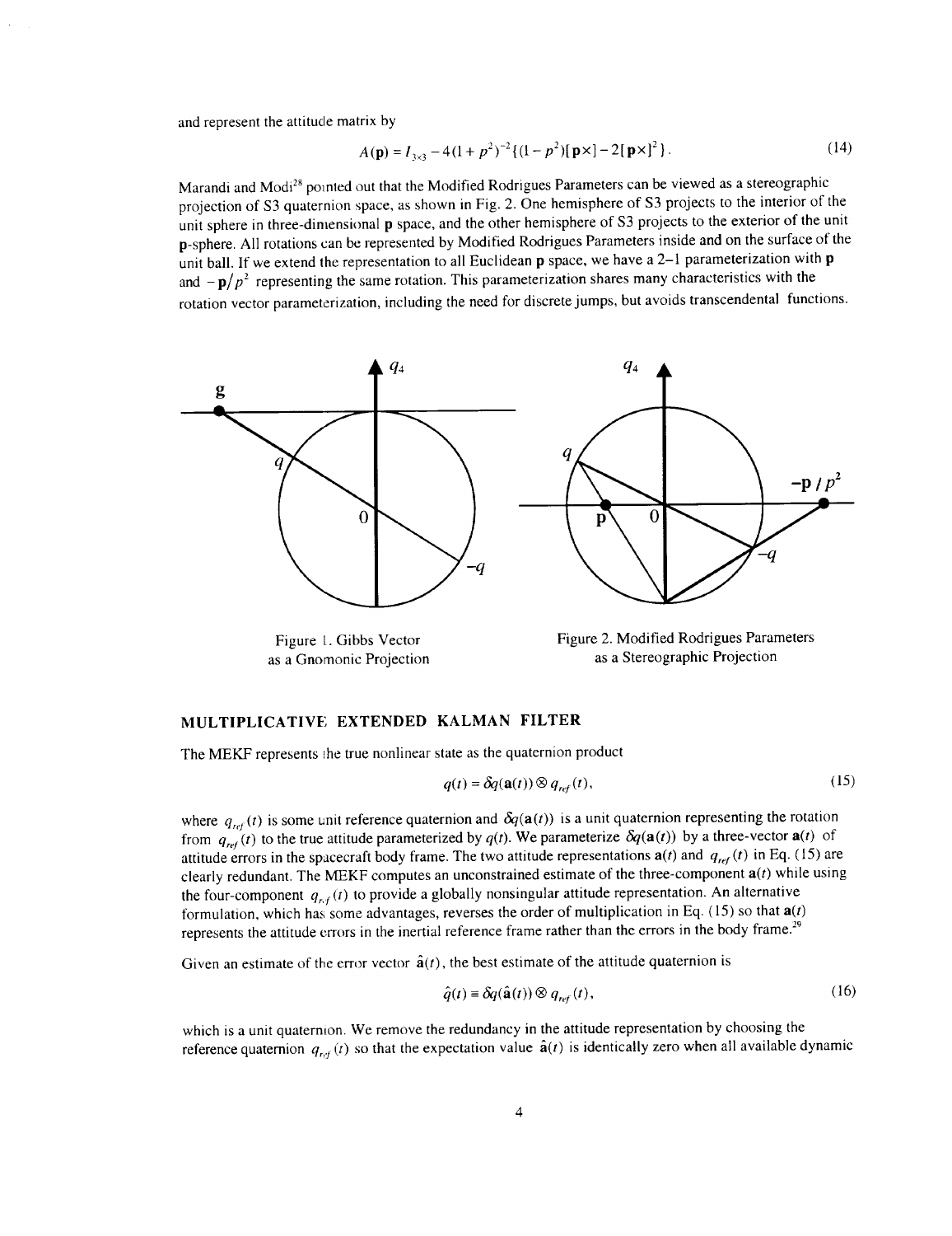and represent the attitude matrix by

$$A(\mathbf{p}) = I_{3\times3} - 4(1+p^2)^{-2}\{(1-p^2)[\mathbf{p}\times] - 2[\mathbf{p}\times]^2\}. \tag{14}$$

Marandi and Modi[28] pointed out that the Modified Rodrigues Parameters can be viewed as a stereographic projection of S3 quaternion space, as shown in Fig. 2. One hemisphere of S3 projects to the interior of the unit sphere in three-dimensional **p** space, and the other hemisphere of S3 projects to the exterior of the unit **p**-sphere. All rotations can be represented by Modified Rodrigues Parameters inside and on the surface of the unit ball. If we extend the representation to all Euclidean **p** space, we have a 2–1 parameterization with **p** and $-\mathbf{p}/p^2$ representing the same rotation. This parameterization shares many characteristics with the rotation vector parameterization, including the need for discrete jumps, but avoids transcendental functions.

Figure 1. Gibbs Vector as a Gnomonic Projection

Figure 2. Modified Rodrigues Parameters as a Stereographic Projection

## MULTIPLICATIVE EXTENDED KALMAN FILTER

The MEKF represents the true nonlinear state as the quaternion product

$$q(t) = \delta q(\mathbf{a}(t)) \otimes q_{ref}(t), \tag{15}$$

where $q_{ref}(t)$ is some unit reference quaternion and $\delta q(\mathbf{a}(t))$ is a unit quaternion representing the rotation from $q_{ref}(t)$ to the true attitude parameterized by $q(t)$. We parameterize $\delta q(\mathbf{a}(t))$ by a three-vector $\mathbf{a}(t)$ of attitude errors in the spacecraft body frame. The two attitude representations $\mathbf{a}(t)$ and $q_{ref}(t)$ in Eq. (15) are clearly redundant. The MEKF computes an unconstrained estimate of the three-component $\mathbf{a}(t)$ while using the four-component $q_{ref}(t)$ to provide a globally nonsingular attitude representation. An alternative formulation, which has some advantages, reverses the order of multiplication in Eq. (15) so that $\mathbf{a}(t)$ represents the attitude errors in the inertial reference frame rather than the errors in the body frame.[29]

Given an estimate of the error vector $\hat{\mathbf{a}}(t)$, the best estimate of the attitude quaternion is

$$\hat{q}(t) \equiv \delta q(\hat{\mathbf{a}}(t)) \otimes q_{ref}(t), \tag{16}$$

which is a unit quaternion. We remove the redundancy in the attitude representation by choosing the reference quaternion $q_{ref}(t)$ so that the expectation value $\hat{\mathbf{a}}(t)$ is identically zero when all available dynamic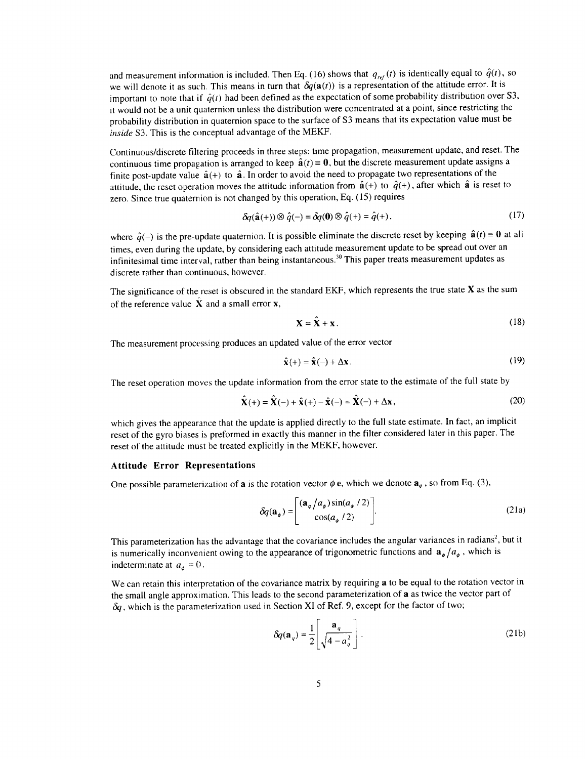and measurement information is included. Then Eq. (16) shows that $q_{ref}(t)$ is identically equal to $\hat{q}(t)$, so we will denote it as such. This means in turn that $\delta q(\mathbf{a}(t))$ is a representation of the attitude error. It is important to note that if $\hat{q}(t)$ had been defined as the expectation of some probability distribution over S3, it would not be a unit quaternion unless the distribution were concentrated at a point, since restricting the probability distribution in quaternion space to the surface of S3 means that its expectation value must be *inside* S3. This is the conceptual advantage of the MEKF.

Continuous/discrete filtering proceeds in three steps: time propagation, measurement update, and reset. The continuous time propagation is arranged to keep $\hat{\mathbf{a}}(t) \equiv \mathbf{0}$, but the discrete measurement update assigns a finite post-update value $\hat{\mathbf{a}}(+)$ to $\hat{\mathbf{a}}$. In order to avoid the need to propagate two representations of the attitude, the reset operation moves the attitude information from $\hat{\mathbf{a}}(+)$ to $\hat{q}(+)$, after which $\hat{\mathbf{a}}$ is reset to zero. Since true quaternion is not changed by this operation, Eq. (15) requires

$$\delta q(\hat{\mathbf{a}}(+)) \otimes \hat{q}(-) = \delta q(\mathbf{0}) \otimes \hat{q}(+) = \hat{q}(+), \tag{17}$$

where $\hat{q}(-)$ is the pre-update quaternion. It is possible eliminate the discrete reset by keeping $\hat{\mathbf{a}}(t) \equiv \mathbf{0}$ at all times, even during the update, by considering each attitude measurement update to be spread out over an infinitesimal time interval, rather than being instantaneous.[30] This paper treats measurement updates as discrete rather than continuous, however.

The significance of the reset is obscured in the standard EKF, which represents the true state $\mathbf{X}$ as the sum of the reference value $\hat{\mathbf{X}}$ and a small error $\mathbf{x}$,

$$\mathbf{X} = \hat{\mathbf{X}} + \mathbf{x}. \tag{18}$$

The measurement processing produces an updated value of the error vector

$$\hat{\mathbf{x}}(+) = \hat{\mathbf{x}}(-) + \Delta\mathbf{x}. \tag{19}$$

The reset operation moves the update information from the error state to the estimate of the full state by

$$\hat{\mathbf{X}}(+) = \hat{\mathbf{X}}(-) + \hat{\mathbf{x}}(+) - \hat{\mathbf{x}}(-) = \hat{\mathbf{X}}(-) + \Delta\mathbf{x}, \tag{20}$$

which gives the appearance that the update is applied directly to the full state estimate. In fact, an implicit reset of the gyro biases is preformed in exactly this manner in the filter considered later in this paper. The reset of the attitude must be treated explicitly in the MEKF, however.

### Attitude Error Representations

One possible parameterization of $\mathbf{a}$ is the rotation vector $\phi\,\mathbf{e}$, which we denote $\mathbf{a}_\phi$, so from Eq. (3),

$$\delta q(\mathbf{a}_\phi) = \begin{bmatrix} (\mathbf{a}_\phi / a_\phi)\sin(a_\phi/2) \\ \cos(a_\phi/2) \end{bmatrix}. \tag{21a}$$

This parameterization has the advantage that the covariance includes the angular variances in radians$^2$, but it is numerically inconvenient owing to the appearance of trigonometric functions and $\mathbf{a}_\phi / a_\phi$, which is indeterminate at $a_\phi = 0$.

We can retain this interpretation of the covariance matrix by requiring $\mathbf{a}$ to be equal to the rotation vector in the small angle approximation. This leads to the second parameterization of $\mathbf{a}$ as twice the vector part of $\delta q$, which is the parameterization used in Section XI of Ref. 9, except for the factor of two;

$$\delta q(\mathbf{a}_q) = \frac{1}{2}\begin{bmatrix} \mathbf{a}_q \\ \sqrt{4 - a_q^2} \end{bmatrix}. \tag{21b}$$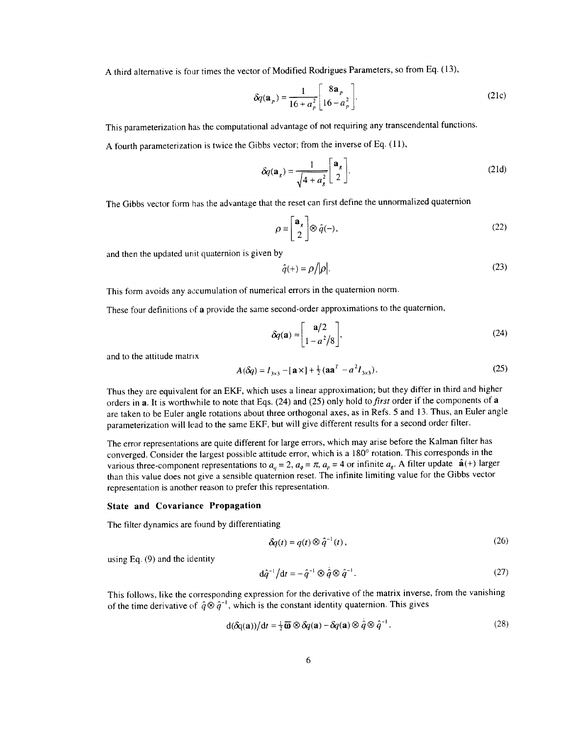A third alternative is four times the vector of Modified Rodrigues Parameters, so from Eq. (13),

$$\delta q(\mathbf{a}_p) = \frac{1}{16 + a_p^2} \begin{bmatrix} 8\mathbf{a}_p \\ 16 - a_p^2 \end{bmatrix}. \tag{21c}$$

This parameterization has the computational advantage of not requiring any transcendental functions.

A fourth parameterization is twice the Gibbs vector; from the inverse of Eq. (11),

$$\delta q(\mathbf{a}_g) = \frac{1}{\sqrt{4 + a_g^2}} \begin{bmatrix} \mathbf{a}_g \\ 2 \end{bmatrix}. \tag{21d}$$

The Gibbs vector form has the advantage that the reset can first define the unnormalized quaternion

$$\rho \equiv \begin{bmatrix} \mathbf{a}_g \\ 2 \end{bmatrix} \otimes \hat{q}(-), \tag{22}$$

and then the updated unit quaternion is given by

$$\hat{q}(+) = \rho / |\rho|. \tag{23}$$

This form avoids any accumulation of numerical errors in the quaternion norm.

These four definitions of $\mathbf{a}$ provide the same second-order approximations to the quaternion,

$$\delta q(\mathbf{a}) \approx \begin{bmatrix} \mathbf{a}/2 \\ 1 - a^2/8 \end{bmatrix}, \tag{24}$$

and to the attitude matrix

$$A(\delta q) = I_{3\times 3} - [\mathbf{a}\times] + \tfrac{1}{2}(\mathbf{a}\mathbf{a}^T - a^2 I_{3\times 3}). \tag{25}$$

Thus they are equivalent for an EKF, which uses a linear approximation; but they differ in third and higher orders in $\mathbf{a}$. It is worthwhile to note that Eqs. (24) and (25) only hold to *first* order if the components of $\mathbf{a}$ are taken to be Euler angle rotations about three orthogonal axes, as in Refs. 5 and 13. Thus, an Euler angle parameterization will lead to the same EKF, but will give different results for a second order filter.

The error representations are quite different for large errors, which may arise before the Kalman filter has converged. Consider the largest possible attitude error, which is a 180° rotation. This corresponds in the various three-component representations to $a_q = 2$, $a_\phi = \pi$, $a_p = 4$ or infinite $a_g$. A filter update $\hat{\mathbf{a}}(+)$ larger than this value does not give a sensible quaternion reset. The infinite limiting value for the Gibbs vector representation is another reason to prefer this representation.

### State and Covariance Propagation

The filter dynamics are found by differentiating

$$\delta q(t) = q(t) \otimes \hat{q}^{-1}(t), \tag{26}$$

using Eq. (9) and the identity

$$\mathrm{d}\hat{q}^{-1}/\mathrm{d}t = -\hat{q}^{-1} \otimes \dot{\hat{q}} \otimes \hat{q}^{-1}. \tag{27}$$

This follows, like the corresponding expression for the derivative of the matrix inverse, from the vanishing of the time derivative of $\hat{q} \otimes \hat{q}^{-1}$, which is the constant identity quaternion. This gives

$$\mathrm{d}(\delta q(\mathbf{a}))/\mathrm{d}t = \tfrac{1}{2}\underline{\boldsymbol{\omega}} \otimes \delta q(\mathbf{a}) - \delta q(\mathbf{a}) \otimes \dot{\hat{q}} \otimes \hat{q}^{-1}. \tag{28}$$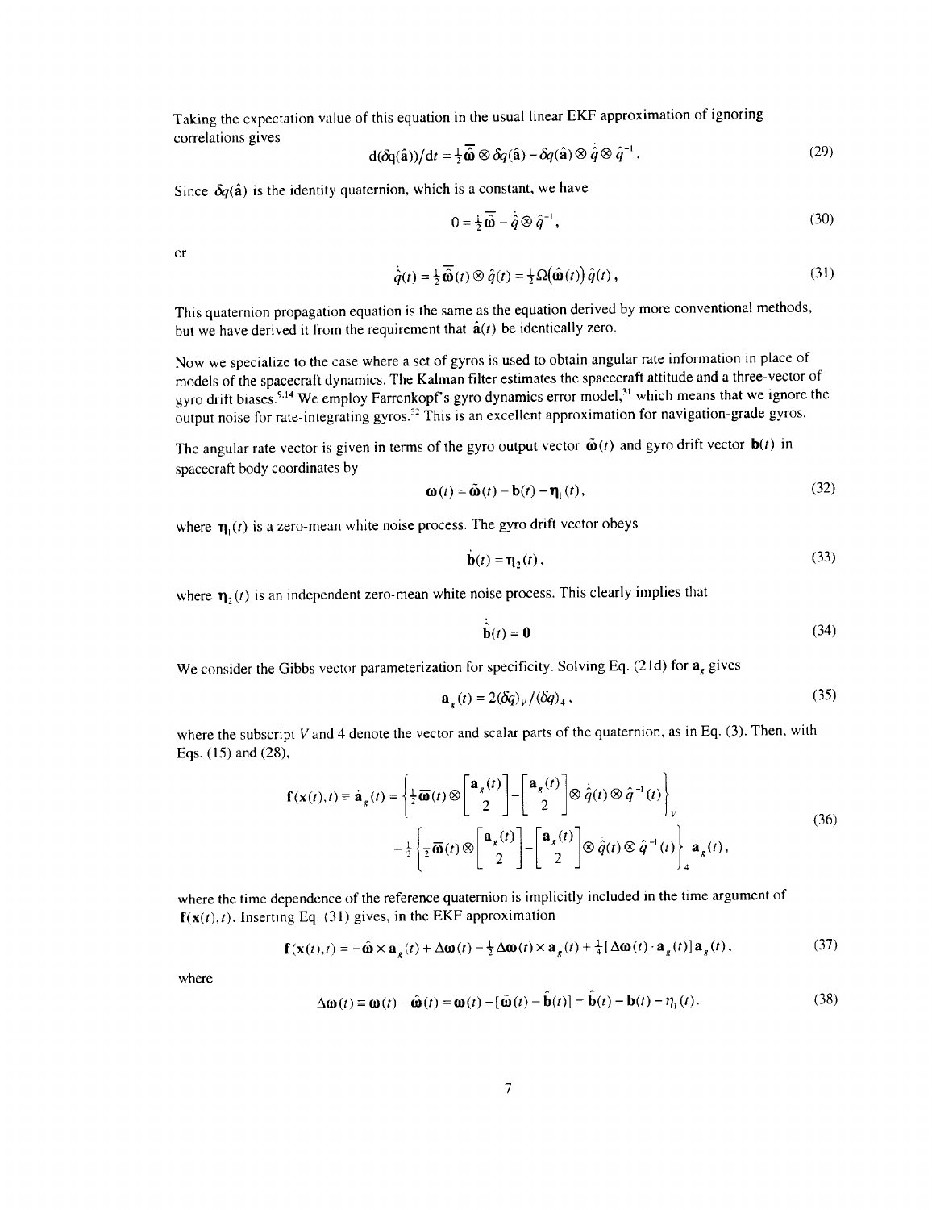Taking the expectation value of this equation in the usual linear EKF approximation of ignoring correlations gives

$$d(\delta q(\hat{\mathbf{a}}))/dt = \tfrac{1}{2}\bar{\hat{\boldsymbol{\omega}}} \otimes \delta q(\hat{\mathbf{a}}) - \delta q(\hat{\mathbf{a}}) \otimes \dot{\hat{q}} \otimes \hat{q}^{-1}. \tag{29}$$

Since $\delta q(\hat{\mathbf{a}})$ is the identity quaternion, which is a constant, we have

$$0 = \tfrac{1}{2}\bar{\hat{\boldsymbol{\omega}}} - \dot{\hat{q}} \otimes \hat{q}^{-1}, \tag{30}$$

or

$$\dot{\hat{q}}(t) = \tfrac{1}{2}\bar{\hat{\boldsymbol{\omega}}}(t) \otimes \hat{q}(t) = \tfrac{1}{2}\Omega(\hat{\boldsymbol{\omega}}(t))\,\hat{q}(t), \tag{31}$$

This quaternion propagation equation is the same as the equation derived by more conventional methods, but we have derived it from the requirement that $\hat{\mathbf{a}}(t)$ be identically zero.

Now we specialize to the case where a set of gyros is used to obtain angular rate information in place of models of the spacecraft dynamics. The Kalman filter estimates the spacecraft attitude and a three-vector of gyro drift biases.[9,14] We employ Farrenkopf's gyro dynamics error model,[31] which means that we ignore the output noise for rate-integrating gyros.[32] This is an excellent approximation for navigation-grade gyros.

The angular rate vector is given in terms of the gyro output vector $\tilde{\boldsymbol{\omega}}(t)$ and gyro drift vector $\mathbf{b}(t)$ in spacecraft body coordinates by

$$\boldsymbol{\omega}(t) = \tilde{\boldsymbol{\omega}}(t) - \mathbf{b}(t) - \boldsymbol{\eta}_1(t), \tag{32}$$

where $\boldsymbol{\eta}_1(t)$ is a zero-mean white noise process. The gyro drift vector obeys

$$\dot{\mathbf{b}}(t) = \boldsymbol{\eta}_2(t), \tag{33}$$

where $\boldsymbol{\eta}_2(t)$ is an independent zero-mean white noise process. This clearly implies that

$$\dot{\hat{\mathbf{b}}}(t) = \mathbf{0} \tag{34}$$

We consider the Gibbs vector parameterization for specificity. Solving Eq. (21d) for $\mathbf{a}_g$ gives

$$\mathbf{a}_g(t) = 2(\delta q)_V / (\delta q)_4, \tag{35}$$

where the subscript $V$ and 4 denote the vector and scalar parts of the quaternion, as in Eq. (3). Then, with Eqs. (15) and (28),

$$\begin{aligned}\mathbf{f}(\mathbf{x}(t),t) \equiv \dot{\mathbf{a}}_g(t) &= \left\{\tfrac{1}{2}\bar{\boldsymbol{\omega}}(t) \otimes \begin{bmatrix}\mathbf{a}_g(t)\\ 2\end{bmatrix} - \begin{bmatrix}\mathbf{a}_g(t)\\ 2\end{bmatrix} \otimes \dot{\hat{q}}(t) \otimes \hat{q}^{-1}(t)\right\}_V \\ &\quad - \tfrac{1}{2}\left\{\tfrac{1}{2}\bar{\boldsymbol{\omega}}(t) \otimes \begin{bmatrix}\mathbf{a}_g(t)\\ 2\end{bmatrix} - \begin{bmatrix}\mathbf{a}_g(t)\\ 2\end{bmatrix} \otimes \dot{\hat{q}}(t) \otimes \hat{q}^{-1}(t)\right\}_4 \mathbf{a}_g(t),\end{aligned} \tag{36}$$

where the time dependence of the reference quaternion is implicitly included in the time argument of $\mathbf{f}(\mathbf{x}(t),t)$. Inserting Eq. (31) gives, in the EKF approximation

$$\mathbf{f}(\mathbf{x}(t),t) = -\hat{\boldsymbol{\omega}} \times \mathbf{a}_g(t) + \Delta\boldsymbol{\omega}(t) - \tfrac{1}{2}\Delta\boldsymbol{\omega}(t) \times \mathbf{a}_g(t) + \tfrac{1}{4}[\Delta\boldsymbol{\omega}(t) \cdot \mathbf{a}_g(t)]\,\mathbf{a}_g(t), \tag{37}$$

where

$$\Delta\boldsymbol{\omega}(t) \equiv \boldsymbol{\omega}(t) - \hat{\boldsymbol{\omega}}(t) = \boldsymbol{\omega}(t) - [\tilde{\boldsymbol{\omega}}(t) - \hat{\mathbf{b}}(t)] = \hat{\mathbf{b}}(t) - \mathbf{b}(t) - \eta_1(t). \tag{38}$$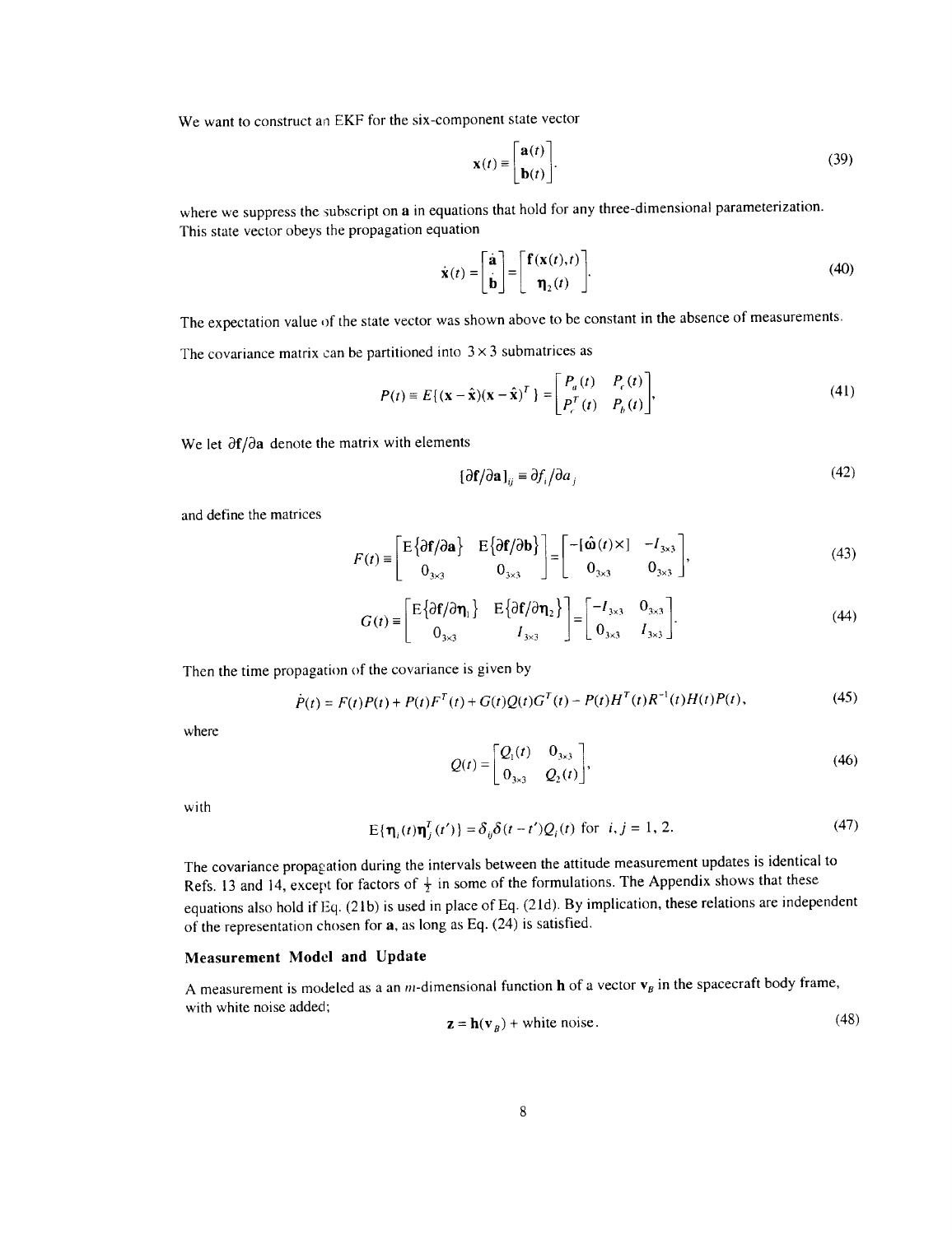We want to construct an EKF for the six-component state vector

$$\mathbf{x}(t) \equiv \begin{bmatrix} \mathbf{a}(t) \\ \mathbf{b}(t) \end{bmatrix}. \tag{39}$$

where we suppress the subscript on **a** in equations that hold for any three-dimensional parameterization. This state vector obeys the propagation equation

$$\dot{\mathbf{x}}(t) = \begin{bmatrix} \dot{\mathbf{a}} \\ \dot{\mathbf{b}} \end{bmatrix} = \begin{bmatrix} \mathbf{f}(\mathbf{x}(t),t) \\ \boldsymbol{\eta}_2(t) \end{bmatrix}. \tag{40}$$

The expectation value of the state vector was shown above to be constant in the absence of measurements.

The covariance matrix can be partitioned into $3 \times 3$ submatrices as

$$P(t) \equiv E\{(\mathbf{x}-\hat{\mathbf{x}})(\mathbf{x}-\hat{\mathbf{x}})^T\} = \begin{bmatrix} P_a(t) & P_c(t) \\ P_c^T(t) & P_b(t) \end{bmatrix}, \tag{41}$$

We let $\partial\mathbf{f}/\partial\mathbf{a}$ denote the matrix with elements

$$[\partial\mathbf{f}/\partial\mathbf{a}]_{ij} \equiv \partial f_i/\partial a_j \tag{42}$$

and define the matrices

$$F(t) \equiv \begin{bmatrix} \mathrm{E}\{\partial\mathbf{f}/\partial\mathbf{a}\} & \mathrm{E}\{\partial\mathbf{f}/\partial\mathbf{b}\} \\ 0_{3\times3} & 0_{3\times3} \end{bmatrix} = \begin{bmatrix} -[\hat{\boldsymbol{\omega}}(t)\times] & -I_{3\times3} \\ 0_{3\times3} & 0_{3\times3} \end{bmatrix}, \tag{43}$$

$$G(t) \equiv \begin{bmatrix} \mathrm{E}\{\partial\mathbf{f}/\partial\boldsymbol{\eta}_1\} & \mathrm{E}\{\partial\mathbf{f}/\partial\boldsymbol{\eta}_2\} \\ 0_{3\times3} & I_{3\times3} \end{bmatrix} = \begin{bmatrix} -I_{3\times3} & 0_{3\times3} \\ 0_{3\times3} & I_{3\times3} \end{bmatrix}. \tag{44}$$

Then the time propagation of the covariance is given by

$$\dot{P}(t) = F(t)P(t) + P(t)F^T(t) + G(t)Q(t)G^T(t) - P(t)H^T(t)R^{-1}(t)H(t)P(t), \tag{45}$$

where

$$Q(t) = \begin{bmatrix} Q_1(t) & 0_{3\times3} \\ 0_{3\times3} & Q_2(t) \end{bmatrix}, \tag{46}$$

with

$$\mathrm{E}\{\boldsymbol{\eta}_i(t)\boldsymbol{\eta}_j^T(t')\} = \delta_{ij}\delta(t-t')Q_i(t) \text{ for } i,j = 1, 2. \tag{47}$$

The covariance propagation during the intervals between the attitude measurement updates is identical to Refs. 13 and 14, except for factors of $\frac{1}{2}$ in some of the formulations. The Appendix shows that these equations also hold if Eq. (21b) is used in place of Eq. (21d). By implication, these relations are independent of the representation chosen for **a**, as long as Eq. (24) is satisfied.

### Measurement Model and Update

A measurement is modeled as a an $m$-dimensional function **h** of a vector $\mathbf{v}_B$ in the spacecraft body frame, with white noise added;

$$\mathbf{z} = \mathbf{h}(\mathbf{v}_B) + \text{white noise}. \tag{48}$$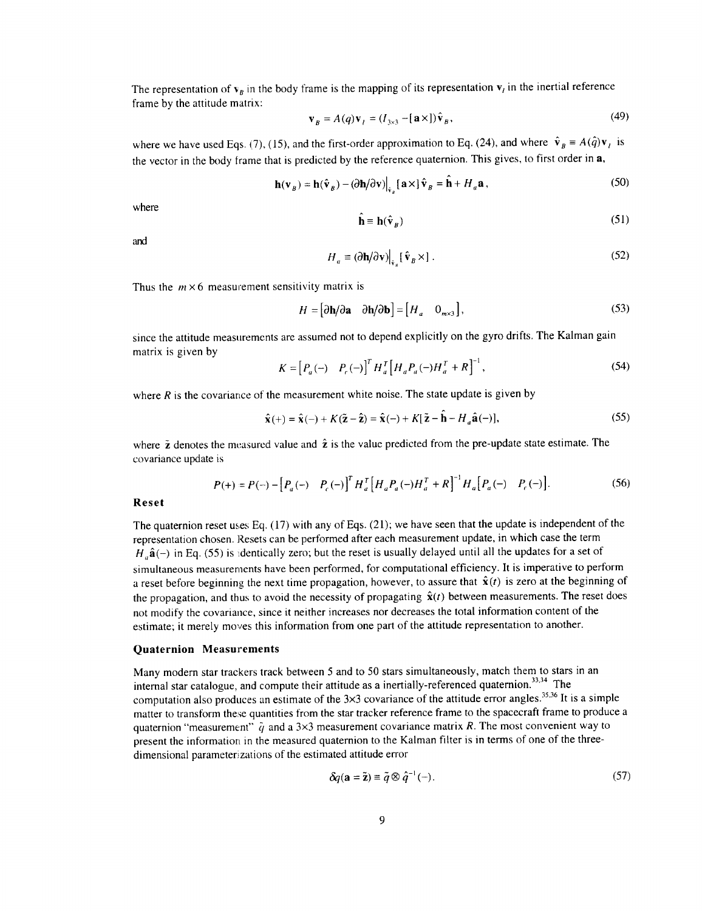The representation of $\mathbf{v}_B$ in the body frame is the mapping of its representation $\mathbf{v}_I$ in the inertial reference frame by the attitude matrix:

$$\mathbf{v}_B = A(q)\mathbf{v}_I = (I_{3\times3} - [\mathbf{a}\times])\hat{\mathbf{v}}_B, \tag{49}$$

where we have used Eqs. (7), (15), and the first-order approximation to Eq. (24), and where $\hat{\mathbf{v}}_B \equiv A(\hat{q})\mathbf{v}_I$ is the vector in the body frame that is predicted by the reference quaternion. This gives, to first order in $\mathbf{a}$,

$$\mathbf{h}(\mathbf{v}_B) = \mathbf{h}(\hat{\mathbf{v}}_B) - (\partial\mathbf{h}/\partial\mathbf{v})\big|_{\hat{\mathbf{v}}_B}[\mathbf{a}\times]\hat{\mathbf{v}}_B = \hat{\mathbf{h}} + H_a\mathbf{a}, \tag{50}$$

where

$$\hat{\mathbf{h}} \equiv \mathbf{h}(\hat{\mathbf{v}}_B) \tag{51}$$

and

$$H_a \equiv (\partial\mathbf{h}/\partial\mathbf{v})\big|_{\hat{\mathbf{v}}_B}[\hat{\mathbf{v}}_B\times]. \tag{52}$$

Thus the $m \times 6$ measurement sensitivity matrix is

$$H = \begin{bmatrix}\partial\mathbf{h}/\partial\mathbf{a} & \partial\mathbf{h}/\partial\mathbf{b}\end{bmatrix} = \begin{bmatrix}H_a & 0_{m\times3}\end{bmatrix}, \tag{53}$$

since the attitude measurements are assumed not to depend explicitly on the gyro drifts. The Kalman gain matrix is given by

$$K = \begin{bmatrix}P_a(-) & P_c(-)\end{bmatrix}^T H_a^T \begin{bmatrix}H_a P_a(-) H_a^T + R\end{bmatrix}^{-1}, \tag{54}$$

where $R$ is the covariance of the measurement white noise. The state update is given by

$$\hat{\mathbf{x}}(+) = \hat{\mathbf{x}}(-) + K(\tilde{\mathbf{z}} - \hat{\mathbf{z}}) = \hat{\mathbf{x}}(-) + K[\tilde{\mathbf{z}} - \hat{\mathbf{h}} - H_a\hat{\mathbf{a}}(-)], \tag{55}$$

where $\tilde{\mathbf{z}}$ denotes the measured value and $\hat{\mathbf{z}}$ is the value predicted from the pre-update state estimate. The covariance update is

$$P(+) = P(-) - \begin{bmatrix}P_a(-) & P_c(-)\end{bmatrix}^T H_a^T \begin{bmatrix}H_a P_a(-) H_a^T + R\end{bmatrix}^{-1} H_a \begin{bmatrix}P_a(-) & P_c(-)\end{bmatrix}. \tag{56}$$

### Reset

The quaternion reset uses Eq. (17) with any of Eqs. (21); we have seen that the update is independent of the representation chosen. Resets can be performed after each measurement update, in which case the term $H_a\hat{\mathbf{a}}(-)$ in Eq. (55) is identically zero; but the reset is usually delayed until all the updates for a set of simultaneous measurements have been performed, for computational efficiency. It is imperative to perform a reset before beginning the next time propagation, however, to assure that $\hat{\mathbf{x}}(t)$ is zero at the beginning of the propagation, and thus to avoid the necessity of propagating $\hat{\mathbf{x}}(t)$ between measurements. The reset does not modify the covariance, since it neither increases nor decreases the total information content of the estimate; it merely moves this information from one part of the attitude representation to another.

### Quaternion Measurements

Many modern star trackers track between 5 and to 50 stars simultaneously, match them to stars in an internal star catalogue, and compute their attitude as a inertially-referenced quaternion.[33,34] The computation also produces an estimate of the 3x3 covariance of the attitude error angles.[35,36] It is a simple matter to transform these quantities from the star tracker reference frame to the spacecraft frame to produce a quaternion "measurement" $\tilde{q}$ and a 3x3 measurement covariance matrix $R$. The most convenient way to present the information in the measured quaternion to the Kalman filter is in terms of one of the three-dimensional parameterizations of the estimated attitude error

$$\delta q(\mathbf{a} = \tilde{\mathbf{z}}) \equiv \tilde{q} \otimes \hat{q}^{-1}(-). \tag{57}$$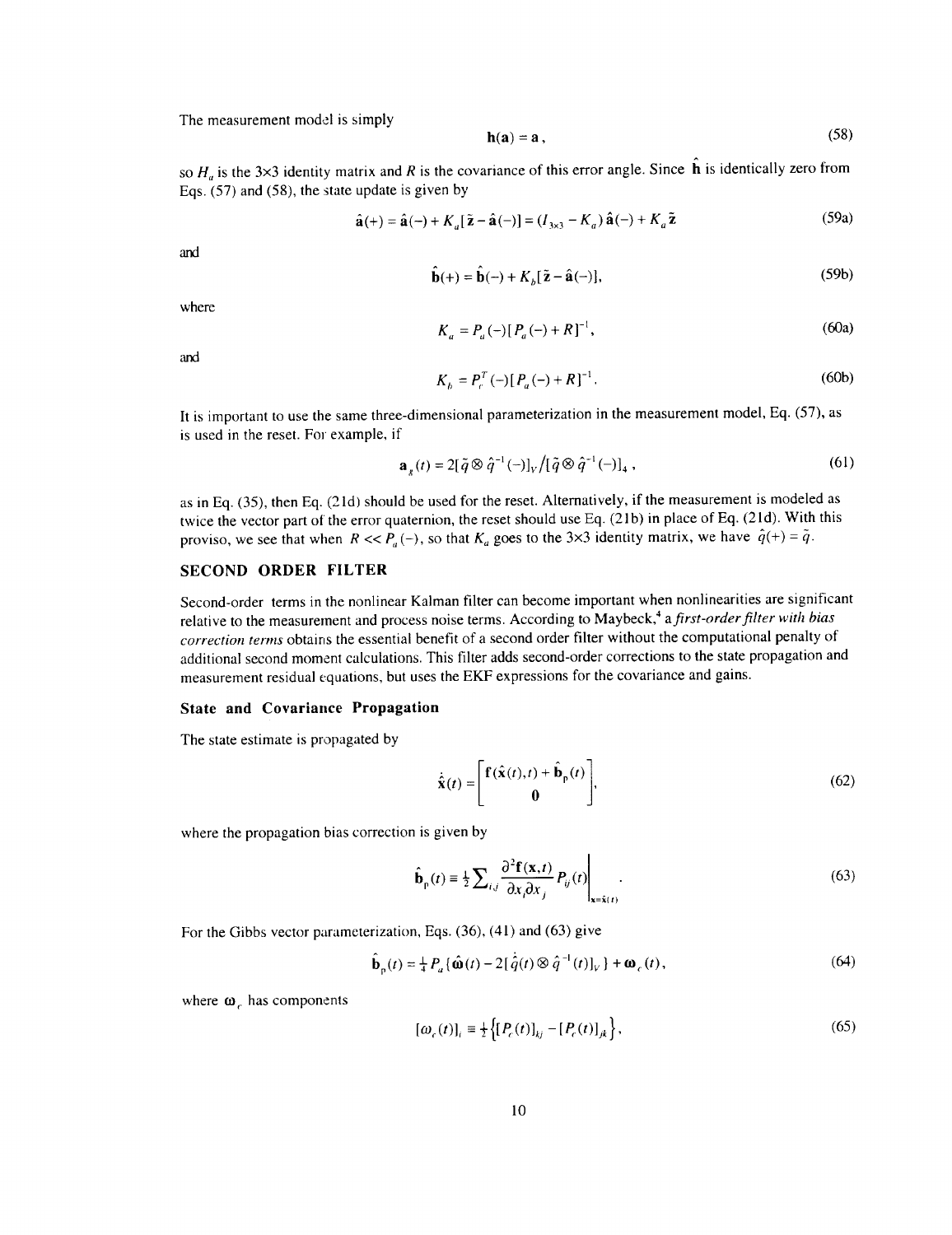The measurement model is simply

$$\mathbf{h}(\mathbf{a}) = \mathbf{a}, \tag{58}$$

so $H_a$ is the 3×3 identity matrix and $R$ is the covariance of this error angle. Since $\hat{\mathbf{h}}$ is identically zero from Eqs. (57) and (58), the state update is given by

$$\hat{\mathbf{a}}(+) = \hat{\mathbf{a}}(-) + K_a[\tilde{\mathbf{z}} - \hat{\mathbf{a}}(-)] = (I_{3\times3} - K_a)\,\hat{\mathbf{a}}(-) + K_a\tilde{\mathbf{z}} \tag{59a}$$

and

$$\hat{\mathbf{b}}(+) = \hat{\mathbf{b}}(-) + K_b[\tilde{\mathbf{z}} - \hat{\mathbf{a}}(-)], \tag{59b}$$

where

$$K_a = P_a(-)[P_a(-) + R]^{-1}, \tag{60a}$$

and

$$K_b = P_c^T(-)[P_a(-) + R]^{-1}. \tag{60b}$$

It is important to use the same three-dimensional parameterization in the measurement model, Eq. (57), as is used in the reset. For example, if

$$\mathbf{a}_g(t) = 2[\tilde{q} \otimes \hat{q}^{-1}(-)]_V / [\tilde{q} \otimes \hat{q}^{-1}(-)]_4, \tag{61}$$

as in Eq. (35), then Eq. (21d) should be used for the reset. Alternatively, if the measurement is modeled as twice the vector part of the error quaternion, the reset should use Eq. (21b) in place of Eq. (21d). With this proviso, we see that when $R \ll P_a(-)$, so that $K_a$ goes to the 3×3 identity matrix, we have $\hat{q}(+) = \tilde{q}$.

## SECOND ORDER FILTER

Second-order terms in the nonlinear Kalman filter can become important when nonlinearities are significant relative to the measurement and process noise terms. According to Maybeck,[4] a *first-order filter with bias correction terms* obtains the essential benefit of a second order filter without the computational penalty of additional second moment calculations. This filter adds second-order corrections to the state propagation and measurement residual equations, but uses the EKF expressions for the covariance and gains.

### State and Covariance Propagation

The state estimate is propagated by

$$\dot{\hat{\mathbf{x}}}(t) = \begin{bmatrix} \mathbf{f}(\hat{\mathbf{x}}(t),t) + \hat{\mathbf{b}}_p(t) \\ \mathbf{0} \end{bmatrix}, \tag{62}$$

where the propagation bias correction is given by

$$\hat{\mathbf{b}}_p(t) \equiv \tfrac{1}{2}\sum_{i,j} \frac{\partial^2 \mathbf{f}(\mathbf{x},t)}{\partial x_i \partial x_j} P_{ij}(t) \Bigg|_{\mathbf{x}=\hat{\mathbf{x}}(t)}. \tag{63}$$

For the Gibbs vector parameterization, Eqs. (36), (41) and (63) give

$$\hat{\mathbf{b}}_p(t) = \tfrac{1}{4} P_a\{\hat{\boldsymbol{\omega}}(t) - 2[\dot{\hat{q}}(t) \otimes \hat{q}^{-1}(t)]_V\} + \boldsymbol{\omega}_c(t), \tag{64}$$

where $\boldsymbol{\omega}_c$ has components

$$[\omega_c(t)]_i \equiv \tfrac{1}{2}\left\{[P_c(t)]_{kj} - [P_c(t)]_{jk}\right\}, \tag{65}$$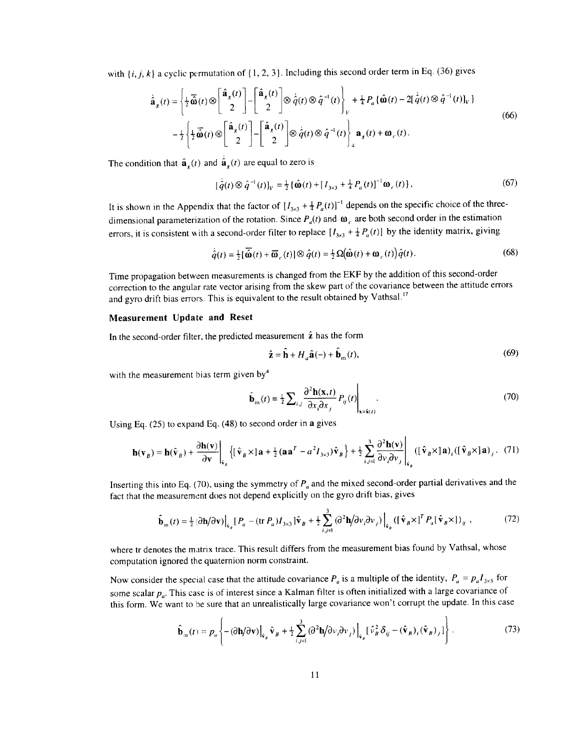with $\{i, j, k\}$ a cyclic permutation of $\{1, 2, 3\}$. Including this second order term in Eq. (36) gives

$$\dot{\hat{\mathbf{a}}}_g(t) = \left\{ \tfrac{1}{2}\bar{\boldsymbol{\omega}}(t) \otimes \begin{bmatrix} \hat{\mathbf{a}}_g(t) \\ 2 \end{bmatrix} - \begin{bmatrix} \hat{\mathbf{a}}_g(t) \\ 2 \end{bmatrix} \otimes \dot{\hat{q}}(t) \otimes \hat{q}^{-1}(t) \right\}_V + \tfrac{1}{4} P_a \{ \hat{\boldsymbol{\omega}}(t) - 2[\dot{\hat{q}}(t) \otimes \hat{q}^{-1}(t)]_V \}$$
$$- \tfrac{1}{2} \left\{ \tfrac{1}{2}\bar{\boldsymbol{\omega}}(t) \otimes \begin{bmatrix} \hat{\mathbf{a}}_g(t) \\ 2 \end{bmatrix} - \begin{bmatrix} \hat{\mathbf{a}}_g(t) \\ 2 \end{bmatrix} \otimes \dot{\hat{q}}(t) \otimes \hat{q}^{-1}(t) \right\}_4 \mathbf{a}_g(t) + \boldsymbol{\omega}_c(t). \tag{66}$$

The condition that $\hat{\mathbf{a}}_g(t)$ and $\dot{\hat{\mathbf{a}}}_g(t)$ are equal to zero is

$$[\dot{\hat{q}}(t) \otimes \hat{q}^{-1}(t)]_V = \tfrac{1}{2}\{ \hat{\boldsymbol{\omega}}(t) + [I_{3\times3} + \tfrac{1}{4} P_a(t)]^{-1} \boldsymbol{\omega}_c(t) \}. \tag{67}$$

It is shown in the Appendix that the factor of $[I_{3\times3} + \tfrac{1}{4} P_a(t)]^{-1}$ depends on the specific choice of the three-dimensional parameterization of the rotation. Since $P_a(t)$ and $\boldsymbol{\omega}_c$ are both second order in the estimation errors, it is consistent with a second-order filter to replace $[I_{3\times3} + \tfrac{1}{4} P_a(t)]$ by the identity matrix, giving

$$\dot{\hat{q}}(t) = \tfrac{1}{2}[\bar{\boldsymbol{\omega}}(t) + \bar{\boldsymbol{\omega}}_c(t)] \otimes \hat{q}(t) = \tfrac{1}{2}\Omega(\hat{\boldsymbol{\omega}}(t) + \boldsymbol{\omega}_c(t))\hat{q}(t). \tag{68}$$

Time propagation between measurements is changed from the EKF by the addition of this second-order correction to the angular rate vector arising from the skew part of the covariance between the attitude errors and gyro drift bias errors. This is equivalent to the result obtained by Vathsal.[17]

### Measurement Update and Reset

In the second-order filter, the predicted measurement $\hat{\mathbf{z}}$ has the form

$$\hat{\mathbf{z}} = \hat{\mathbf{h}} + H_a \hat{\mathbf{a}}(-) + \hat{\mathbf{b}}_m(t), \tag{69}$$

with the measurement bias term given by[4]

$$\hat{\mathbf{b}}_m(t) \equiv \tfrac{1}{2} \sum_{i,j} \left. \frac{\partial^2 \mathbf{h}(\mathbf{x}, t)}{\partial x_i \partial x_j} P_{ij}(t) \right|_{\mathbf{x}=\hat{\mathbf{x}}(t)}. \tag{70}$$

Using Eq. (25) to expand Eq. (48) to second order in $\mathbf{a}$ gives

$$\mathbf{h}(\mathbf{v}_B) = \mathbf{h}(\hat{\mathbf{v}}_B) + \left. \frac{\partial \mathbf{h}(\mathbf{v})}{\partial \mathbf{v}} \right|_{\hat{\mathbf{v}}_B} \{ [\hat{\mathbf{v}}_B \times]\mathbf{a} + \tfrac{1}{2}(\mathbf{a}\mathbf{a}^T - a^2 I_{3\times3})\hat{\mathbf{v}}_B \} + \tfrac{1}{2} \sum_{i,j=1}^{3} \left. \frac{\partial^2 \mathbf{h}(\mathbf{v})}{\partial v_i \partial v_j} \right|_{\hat{\mathbf{v}}_B} ([\hat{\mathbf{v}}_B \times]\mathbf{a})_i ([\hat{\mathbf{v}}_B \times]\mathbf{a})_j. \tag{71}$$

Inserting this into Eq. (70), using the symmetry of $P_a$ and the mixed second-order partial derivatives and the fact that the measurement does not depend explicitly on the gyro drift bias, gives

$$\hat{\mathbf{b}}_m(t) = \tfrac{1}{2} (\partial \mathbf{h}/\partial \mathbf{v})\big|_{\hat{\mathbf{v}}_B} [P_a - (\mathrm{tr}\, P_a) I_{3\times3}]\hat{\mathbf{v}}_B + \tfrac{1}{2} \sum_{i,j=1}^{3} (\partial^2 \mathbf{h}/\partial v_i \partial v_j)\big|_{\hat{\mathbf{v}}_B} ([\hat{\mathbf{v}}_B \times]^T P_a [\hat{\mathbf{v}}_B \times])_{ij}, \tag{72}$$

where tr denotes the matrix trace. This result differs from the measurement bias found by Vathsal, whose computation ignored the quaternion norm constraint.

Now consider the special case that the attitude covariance $P_a$ is a multiple of the identity, $P_a = p_a I_{3\times3}$ for some scalar $p_a$. This case is of interest since a Kalman filter is often initialized with a large covariance of this form. We want to be sure that an unrealistically large covariance won't corrupt the update. In this case

$$\hat{\mathbf{b}}_m(t) = p_a \left\{ -(\partial \mathbf{h}/\partial \mathbf{v})\big|_{\hat{\mathbf{v}}_B} \hat{\mathbf{v}}_B + \tfrac{1}{2} \sum_{i,j=1}^{3} (\partial^2 \mathbf{h}/\partial v_i \partial v_j)\big|_{\hat{\mathbf{v}}_B} [\hat{v}_B^2 \delta_{ij} - (\hat{\mathbf{v}}_B)_i (\hat{\mathbf{v}}_B)_j] \right\}. \tag{73}$$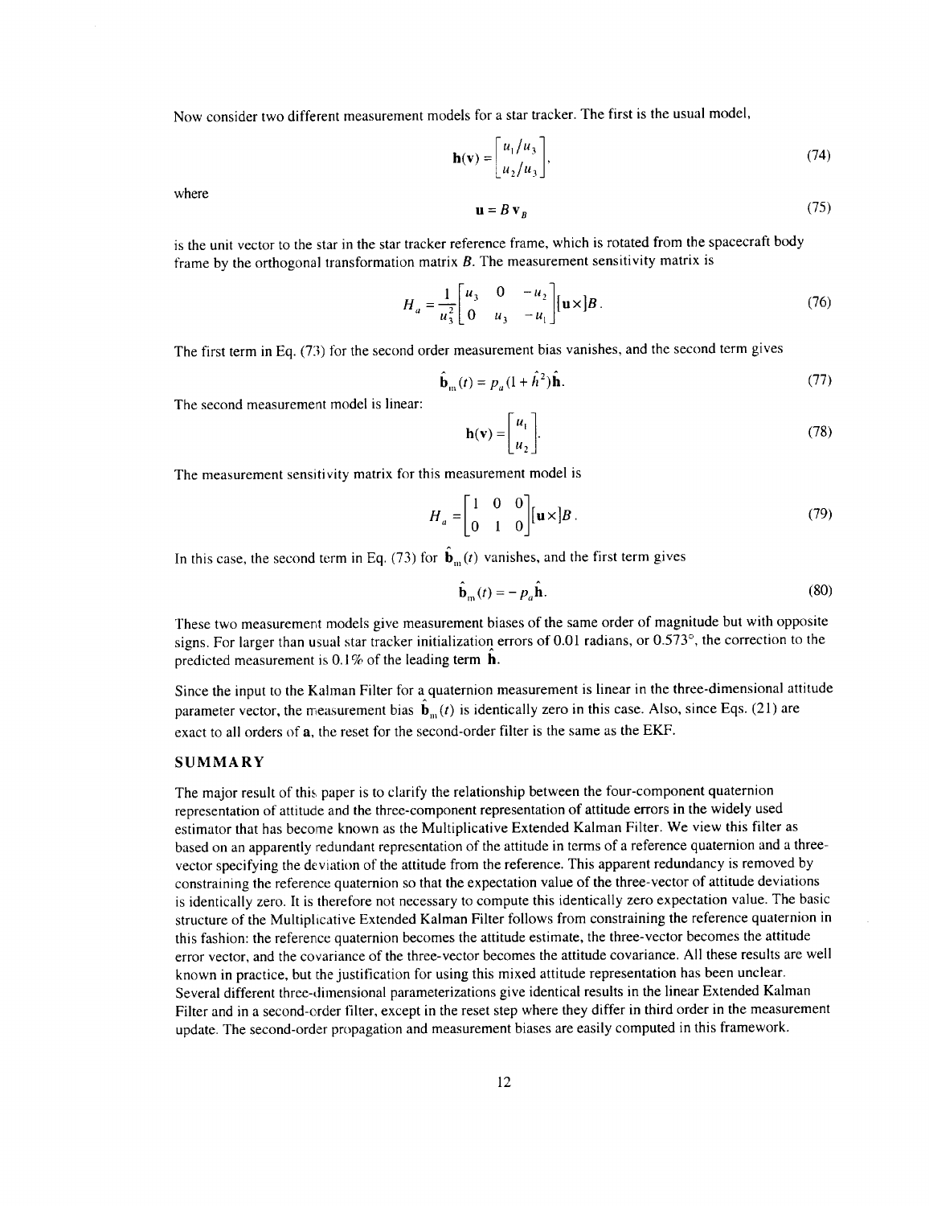Now consider two different measurement models for a star tracker. The first is the usual model,

$$\mathbf{h}(\mathbf{v}) = \begin{bmatrix} u_1/u_3 \\ u_2/u_3 \end{bmatrix}, \tag{74}$$

where

$$\mathbf{u} = B\,\mathbf{v}_B \tag{75}$$

is the unit vector to the star in the star tracker reference frame, which is rotated from the spacecraft body frame by the orthogonal transformation matrix $B$. The measurement sensitivity matrix is

$$H_a = \frac{1}{u_3^2}\begin{bmatrix} u_3 & 0 & -u_2 \\ 0 & u_3 & -u_1 \end{bmatrix}[\mathbf{u}\times]B. \tag{76}$$

The first term in Eq. (73) for the second order measurement bias vanishes, and the second term gives

$$\hat{\mathbf{b}}_m(t) = p_a(1+\hat{h}^2)\hat{\mathbf{h}}. \tag{77}$$

The second measurement model is linear:

$$\mathbf{h}(\mathbf{v}) = \begin{bmatrix} u_1 \\ u_2 \end{bmatrix}. \tag{78}$$

The measurement sensitivity matrix for this measurement model is

$$H_a = \begin{bmatrix} 1 & 0 & 0 \\ 0 & 1 & 0 \end{bmatrix}[\mathbf{u}\times]B. \tag{79}$$

In this case, the second term in Eq. (73) for $\hat{\mathbf{b}}_m(t)$ vanishes, and the first term gives

$$\hat{\mathbf{b}}_m(t) = -\,p_a\hat{\mathbf{h}}. \tag{80}$$

These two measurement models give measurement biases of the same order of magnitude but with opposite signs. For larger than usual star tracker initialization errors of 0.01 radians, or 0.573°, the correction to the predicted measurement is 0.1% of the leading term $\hat{\mathbf{h}}$.

Since the input to the Kalman Filter for a quaternion measurement is linear in the three-dimensional attitude parameter vector, the measurement bias $\hat{\mathbf{b}}_m(t)$ is identically zero in this case. Also, since Eqs. (21) are exact to all orders of $\mathbf{a}$, the reset for the second-order filter is the same as the EKF.

## SUMMARY

The major result of this paper is to clarify the relationship between the four-component quaternion representation of attitude and the three-component representation of attitude errors in the widely used estimator that has become known as the Multiplicative Extended Kalman Filter. We view this filter as based on an apparently redundant representation of the attitude in terms of a reference quaternion and a three-vector specifying the deviation of the attitude from the reference. This apparent redundancy is removed by constraining the reference quaternion so that the expectation value of the three-vector of attitude deviations is identically zero. It is therefore not necessary to compute this identically zero expectation value. The basic structure of the Multiplicative Extended Kalman Filter follows from constraining the reference quaternion in this fashion: the reference quaternion becomes the attitude estimate, the three-vector becomes the attitude error vector, and the covariance of the three-vector becomes the attitude covariance. All these results are well known in practice, but the justification for using this mixed attitude representation has been unclear. Several different three-dimensional parameterizations give identical results in the linear Extended Kalman Filter and in a second-order filter, except in the reset step where they differ in third order in the measurement update. The second-order propagation and measurement biases are easily computed in this framework.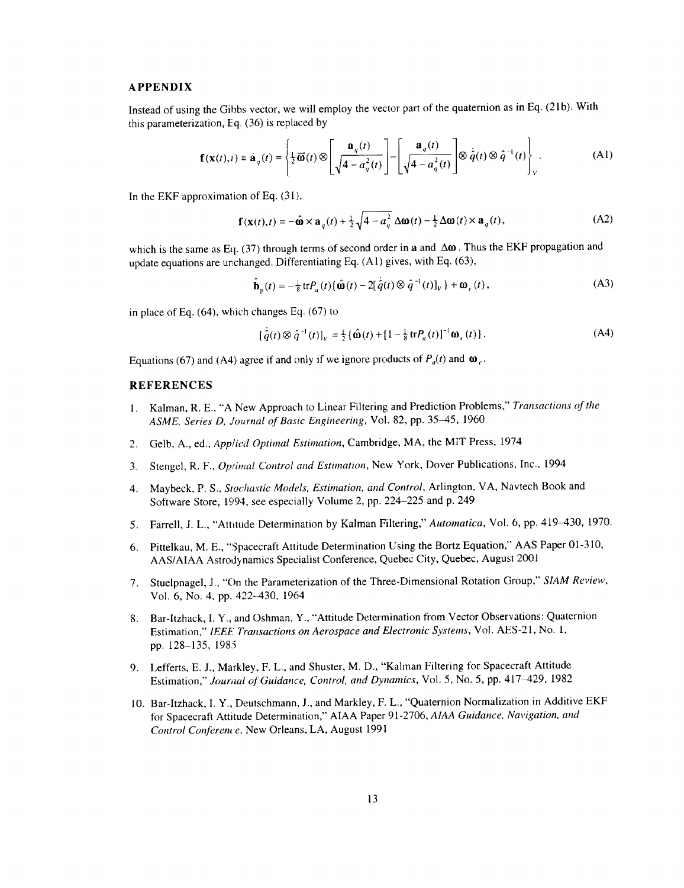## APPENDIX

Instead of using the Gibbs vector, we will employ the vector part of the quaternion as in Eq. (21b). With this parameterization, Eq. (36) is replaced by

$$\mathbf{f}(\mathbf{x}(t),t) \equiv \dot{\mathbf{a}}_q(t) = \left\{ \tfrac{1}{2}\overline{\boldsymbol{\omega}}(t) \otimes \left[ \frac{\mathbf{a}_q(t)}{\sqrt{4 - a_q^2(t)}} \right] - \left[ \frac{\mathbf{a}_q(t)}{\sqrt{4 - a_q^2(t)}} \right] \otimes \dot{\hat{q}}(t) \otimes \hat{q}^{-1}(t) \right\}_V . \tag{A1}$$

In the EKF approximation of Eq. (31),

$$\mathbf{f}(\mathbf{x}(t),t) = -\hat{\boldsymbol{\omega}} \times \mathbf{a}_q(t) + \tfrac{1}{2}\sqrt{4 - a_q^2}\, \Delta\boldsymbol{\omega}(t) - \tfrac{1}{2}\Delta\boldsymbol{\omega}(t) \times \mathbf{a}_q(t), \tag{A2}$$

which is the same as Eq. (37) through terms of second order in $\mathbf{a}$ and $\Delta\boldsymbol{\omega}$. Thus the EKF propagation and update equations are unchanged. Differentiating Eq. (A1) gives, with Eq. (63),

$$\hat{\mathbf{b}}_p(t) = -\tfrac{1}{8}\,\mathrm{tr}P_a(t)\{\hat{\boldsymbol{\omega}}(t) - 2[\dot{\hat{q}}(t) \otimes \hat{q}^{-1}(t)]_V\} + \boldsymbol{\omega}_c(t), \tag{A3}$$

in place of Eq. (64), which changes Eq. (67) to

$$[\dot{\hat{q}}(t) \otimes \hat{q}^{-1}(t)]_V = \tfrac{1}{2}\{\hat{\boldsymbol{\omega}}(t) + [1 - \tfrac{1}{8}\,\mathrm{tr}P_a(t)]^{-1}\boldsymbol{\omega}_c(t)\}. \tag{A4}$$

Equations (67) and (A4) agree if and only if we ignore products of $P_a(t)$ and $\boldsymbol{\omega}_c$.

## REFERENCES

1. Kalman, R. E., "A New Approach to Linear Filtering and Prediction Problems," *Transactions of the ASME, Series D, Journal of Basic Engineering*, Vol. 82, pp. 35–45, 1960
2. Gelb, A., ed., *Applied Optimal Estimation*, Cambridge, MA, the MIT Press, 1974
3. Stengel, R. F., *Optimal Control and Estimation*, New York, Dover Publications, Inc., 1994
4. Maybeck, P. S., *Stochastic Models, Estimation, and Control*, Arlington, VA, Navtech Book and Software Store, 1994, see especially Volume 2, pp. 224–225 and p. 249
5. Farrell, J. L., "Attitude Determination by Kalman Filtering," *Automatica*, Vol. 6, pp. 419–430, 1970.
6. Pittelkau, M. E., "Spacecraft Attitude Determination Using the Bortz Equation," AAS Paper 01-310, AAS/AIAA Astrodynamics Specialist Conference, Quebec City, Quebec, August 2001
7. Stuelpnagel, J., "On the Parameterization of the Three-Dimensional Rotation Group," *SIAM Review*, Vol. 6, No. 4, pp. 422–430, 1964
8. Bar-Itzhack, I. Y., and Oshman, Y., "Attitude Determination from Vector Observations: Quaternion Estimation," *IEEE Transactions on Aerospace and Electronic Systems*, Vol. AES-21, No. 1, pp. 128–135, 1985
9. Lefferts, E. J., Markley, F. L., and Shuster, M. D., "Kalman Filtering for Spacecraft Attitude Estimation," *Journal of Guidance, Control, and Dynamics*, Vol. 5, No. 5, pp. 417–429, 1982
10. Bar-Itzhack, I. Y., Deutschmann, J., and Markley, F. L., "Quaternion Normalization in Additive EKF for Spacecraft Attitude Determination," AIAA Paper 91-2706, *AIAA Guidance, Navigation, and Control Conference*, New Orleans, LA, August 1991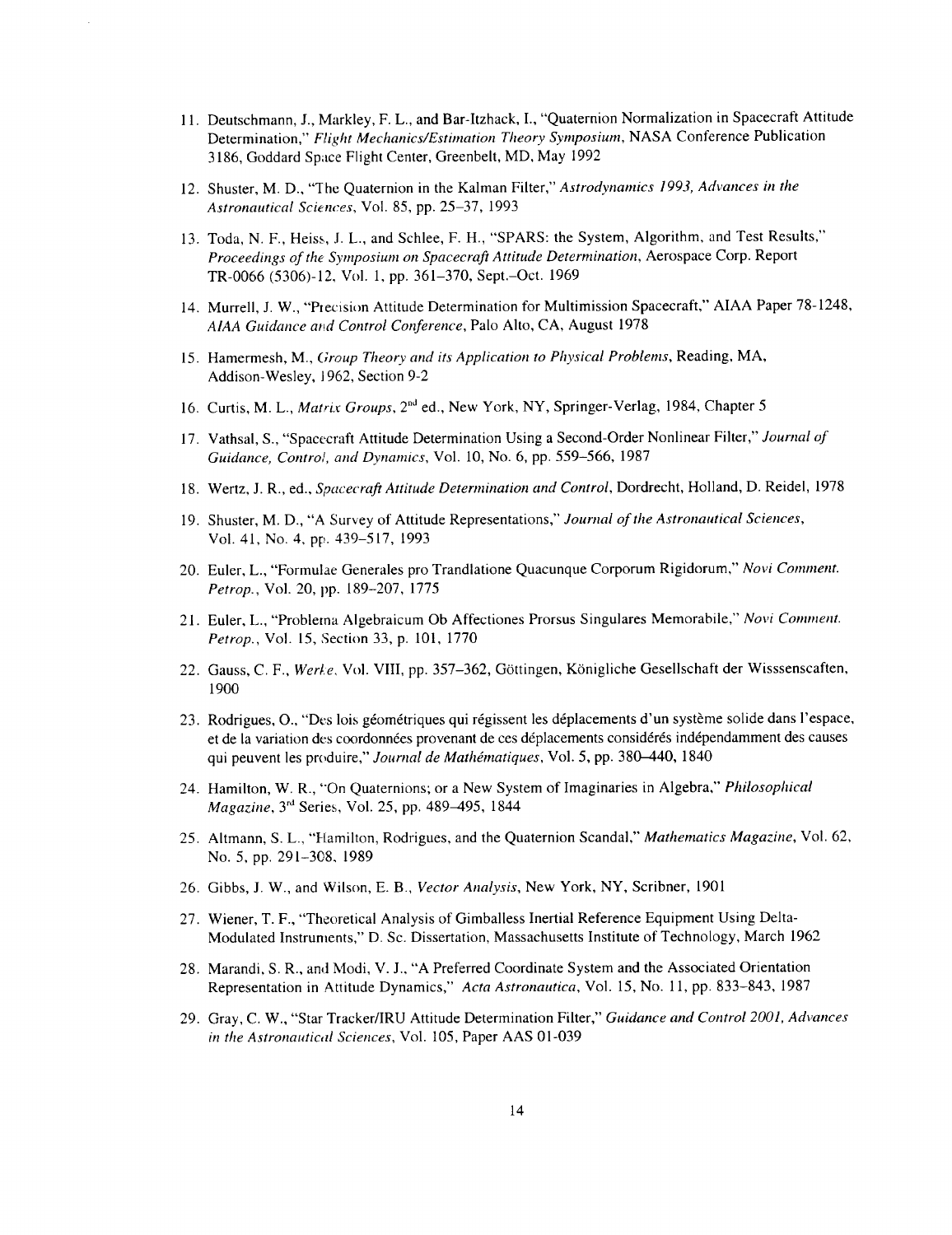11. Deutschmann, J., Markley, F. L., and Bar-Itzhack, I., "Quaternion Normalization in Spacecraft Attitude Determination," *Flight Mechanics/Estimation Theory Symposium*, NASA Conference Publication 3186, Goddard Space Flight Center, Greenbelt, MD, May 1992

12. Shuster, M. D., "The Quaternion in the Kalman Filter," *Astrodynamics 1993, Advances in the Astronautical Sciences*, Vol. 85, pp. 25–37, 1993

13. Toda, N. F., Heiss, J. L., and Schlee, F. H., "SPARS: the System, Algorithm, and Test Results," *Proceedings of the Symposium on Spacecraft Attitude Determination*, Aerospace Corp. Report TR-0066 (5306)-12, Vol. 1, pp. 361–370, Sept.–Oct. 1969

14. Murrell, J. W., "Precision Attitude Determination for Multimission Spacecraft," AIAA Paper 78-1248, *AIAA Guidance and Control Conference*, Palo Alto, CA, August 1978

15. Hamermesh, M., *Group Theory and its Application to Physical Problems*, Reading, MA, Addison-Wesley, 1962, Section 9-2

16. Curtis, M. L., *Matrix Groups*, 2nd ed., New York, NY, Springer-Verlag, 1984, Chapter 5

17. Vathsal, S., "Spacecraft Attitude Determination Using a Second-Order Nonlinear Filter," *Journal of Guidance, Control, and Dynamics*, Vol. 10, No. 6, pp. 559–566, 1987

18. Wertz, J. R., ed., *Spacecraft Attitude Determination and Control*, Dordrecht, Holland, D. Reidel, 1978

19. Shuster, M. D., "A Survey of Attitude Representations," *Journal of the Astronautical Sciences*, Vol. 41, No. 4, pp. 439–517, 1993

20. Euler, L., "Formulae Generales pro Trandlatione Quacunque Corporum Rigidorum," *Novi Comment. Petrop.*, Vol. 20, pp. 189–207, 1775

21. Euler, L., "Problema Algebraicum Ob Affectiones Prorsus Singulares Memorabile," *Novi Comment. Petrop.*, Vol. 15, Section 33, p. 101, 1770

22. Gauss, C. F., *Werke*, Vol. VIII, pp. 357–362, Göttingen, Königliche Gesellschaft der Wisssenscaften, 1900

23. Rodrigues, O., "Des lois géométriques qui régissent les déplacements d'un système solide dans l'espace, et de la variation des coordonnées provenant de ces déplacements considérés indépendamment des causes qui peuvent les produire," *Journal de Mathématiques*, Vol. 5, pp. 380–440, 1840

24. Hamilton, W. R., "On Quaternions; or a New System of Imaginaries in Algebra," *Philosophical Magazine*, 3rd Series, Vol. 25, pp. 489–495, 1844

25. Altmann, S. L., "Hamilton, Rodrigues, and the Quaternion Scandal," *Mathematics Magazine*, Vol. 62, No. 5, pp. 291–308, 1989

26. Gibbs, J. W., and Wilson, E. B., *Vector Analysis*, New York, NY, Scribner, 1901

27. Wiener, T. F., "Theoretical Analysis of Gimballess Inertial Reference Equipment Using Delta-Modulated Instruments," D. Sc. Dissertation, Massachusetts Institute of Technology, March 1962

28. Marandi, S. R., and Modi, V. J., "A Preferred Coordinate System and the Associated Orientation Representation in Attitude Dynamics," *Acta Astronautica*, Vol. 15, No. 11, pp. 833–843, 1987

29. Gray, C. W., "Star Tracker/IRU Attitude Determination Filter," *Guidance and Control 2001, Advances in the Astronautical Sciences*, Vol. 105, Paper AAS 01-039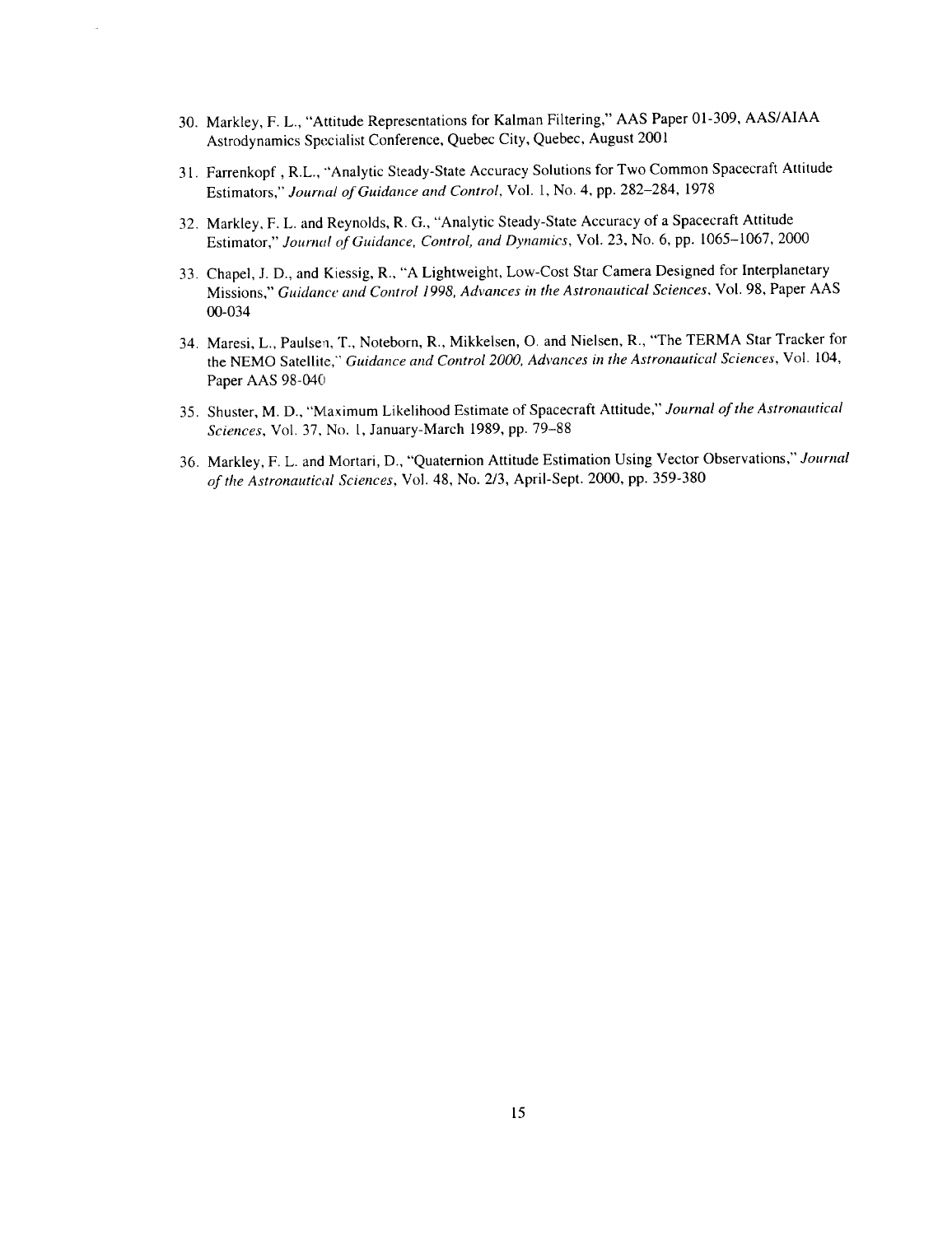30. Markley, F. L., "Attitude Representations for Kalman Filtering," AAS Paper 01-309, AAS/AIAA Astrodynamics Specialist Conference, Quebec City, Quebec, August 2001

31. Farrenkopf , R.L., "Analytic Steady-State Accuracy Solutions for Two Common Spacecraft Attitude Estimators," *Journal of Guidance and Control*, Vol. 1, No. 4, pp. 282–284, 1978

32. Markley, F. L. and Reynolds, R. G., "Analytic Steady-State Accuracy of a Spacecraft Attitude Estimator," *Journal of Guidance, Control, and Dynamics*, Vol. 23, No. 6, pp. 1065–1067, 2000

33. Chapel, J. D., and Kiessig, R., "A Lightweight, Low-Cost Star Camera Designed for Interplanetary Missions," *Guidance and Control 1998, Advances in the Astronautical Sciences*, Vol. 98, Paper AAS 00-034

34. Maresi, L., Paulsen, T., Noteborn, R., Mikkelsen, O. and Nielsen, R., "The TERMA Star Tracker for the NEMO Satellite," *Guidance and Control 2000, Advances in the Astronautical Sciences*, Vol. 104, Paper AAS 98-040

35. Shuster, M. D., "Maximum Likelihood Estimate of Spacecraft Attitude," *Journal of the Astronautical Sciences*, Vol. 37, No. 1, January-March 1989, pp. 79–88

36. Markley, F. L. and Mortari, D., "Quaternion Attitude Estimation Using Vector Observations," *Journal of the Astronautical Sciences*, Vol. 48, No. 2/3, April-Sept. 2000, pp. 359-380